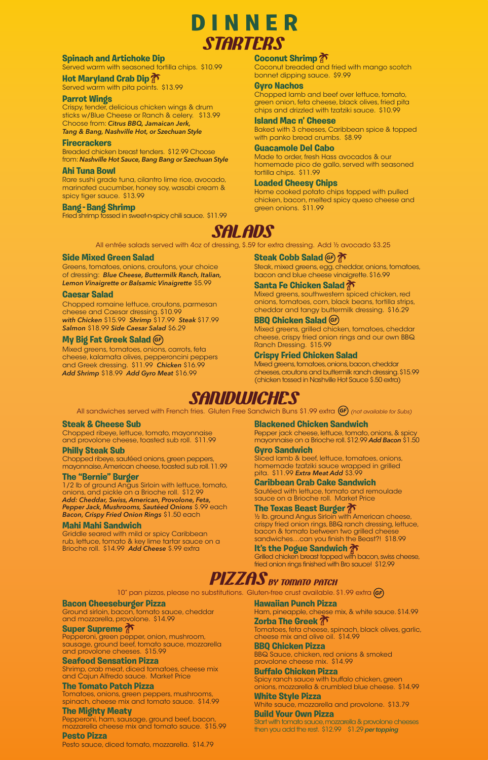# DINNER

## STARTERS

### Spinach and Artichoke Dip
Served warm with seasoned tortilla chips. $10.99

### Hot Maryland Crab Dip
Served warm with pita points. $13.99

### Parrot Wings
Crispy, tender, delicious chicken wings & drum sticks w/Blue Cheese or Ranch & celery. $13.99
Choose from: ***Citrus BBQ, Jamaican Jerk, Tang & Bang, Nashville Hot, or Szechuan Style***

### Firecrackers
Breaded chicken breast tenders. $12.99 Choose from: ***Nashville Hot Sauce, Bang Bang or Szechuan Style***

### Ahi Tuna Bowl
Rare sushi grade tuna, cilantro lime rice, avocado, marinated cucumber, honey soy, wasabi cream & spicy tiger sauce. $13.99

### Bang - Bang Shrimp
Fried shrimp tossed in sweet-n-spicy chili sauce. $11.99

### Coconut Shrimp
Coconut breaded and fried with mango scotch bonnet dipping sauce. $9.99

### Gyro Nachos
Chopped lamb and beef over lettuce, tomato, green onion, feta cheese, black olives, fried pita chips and drizzled with tzatziki sauce. $10.99

### Island Mac n' Cheese
Baked with 3 cheeses, Caribbean spice & topped with panko bread crumbs. $8.99

### Guacamole Del Cabo
Made to order, fresh Hass avocados & our homemade pico de gallo, served with seasoned tortilla chips. $11.99

### Loaded Cheesy Chips
Home cooked potato chips topped with pulled chicken, bacon, melted spicy queso cheese and green onions. $11.99

## SALADS

All entrée salads served with 4oz of dressing, $.59 for extra dressing. Add ½ avocado $3.25

### Side Mixed Green Salad
Greens, tomatoes, onions, croutons, your choice of dressing: ***Blue Cheese, Buttermilk Ranch, Italian, Lemon Vinaigrette or Balsamic Vinaigrette*** $5.99

### Caesar Salad
Chopped romaine lettuce, croutons, parmesan cheese and Caesar dressing. $10.99
***with Chicken*** $15.99 ***Shrimp*** $17.99 ***Steak*** $17.99 ***Salmon*** $18.99 ***Side Caesar Salad*** $6.29

### My Big Fat Greek Salad (GF)
Mixed greens, tomatoes, onions, carrots, feta cheese, kalamata olives, pepperoncini peppers and Greek dressing. $11.99 ***Chicken*** $16.99
***Add Shrimp*** $18.99 ***Add Gyro Meat*** $16.99

### Steak Cobb Salad (GF)
Steak, mixed greens, egg, cheddar, onions, tomatoes, bacon and blue cheese vinaigrette. $16.99

### Santa Fe Chicken Salad
Mixed greens, southwestern spiced chicken, red onions, tomatoes, corn, black beans, tortilla strips, cheddar and tangy buttermilk dressing. $16.29

### BBQ Chicken Salad (GF)
Mixed greens, grilled chicken, tomatoes, cheddar cheese, crispy fried onion rings and our own BBQ Ranch Dressing. $15.99

### Crispy Fried Chicken Salad
Mixed greens, tomatoes, onions, bacon, cheddar cheeses, croutons and buttermilk ranch dressing. $15.99 (chicken tossed in Nashville Hot Sauce $.50 extra)

## SANDWICHES

All sandwiches served with French fries. Gluten Free Sandwich Buns $1.99 extra (GF) *(not available for Subs)*

### Steak & Cheese Sub
Chopped ribeye, lettuce, tomato, mayonnaise and provolone cheese, toasted sub roll. $11.99

### Philly Steak Sub
Chopped ribeye, sautéed onions, green peppers, mayonnaise, American cheese, toasted sub roll. 11.99

### The "Bernie" Burger
1/2 lb of ground Angus Sirloin with lettuce, tomato, onions, and pickle on a Brioche roll. $12.99
***Add: Cheddar, Swiss, American, Provolone, Feta, Pepper Jack, Mushrooms, Sautéed Onions*** $.99 each
***Bacon, Crispy Fried Onion Rings*** $1.50 each

### Mahi Mahi Sandwich
Griddle seared with mild or spicy Caribbean rub, lettuce, tomato & key lime tartar sauce on a Brioche roll. $14.99 ***Add Cheese*** $.99 extra

### Blackened Chicken Sandwich
Pepper jack cheese, lettuce, tomato, onions, & spicy mayonnaise on a Brioche roll. $12.99 ***Add Bacon*** $1.50

### Gyro Sandwich
Sliced lamb & beef, lettuce, tomatoes, onions, homemade tzatziki sauce wrapped in grilled pita. $11.99 ***Extra Meat Add*** $3.99

### Caribbean Crab Cake Sandwich
Sautéed with lettuce, tomato and remoulade sauce on a Brioche roll. Market Price

### The Texas Beast Burger
½ lb. ground Angus Sirloin with American cheese, crispy fried onion rings, BBQ ranch dressing, lettuce, bacon & tomato between two grilled cheese sandwiches…can you finish the Beast?! $18.99

### It's the Pogue Sandwich
Grilled chicken breast topped with bacon, swiss cheese, fried onion rings finished with Bro sauce! $12.99

## PIZZAS *BY TOMATO PATCH*

10" pan pizzas, please no substitutions. Gluten-free crust available. $1.99 extra (GF)

### Bacon Cheeseburger Pizza
Ground sirloin, bacon, tomato sauce, cheddar and mozzarella, provolone. $14.99

### Super Supreme
Pepperoni, green pepper, onion, mushroom, sausage, ground beef, tomato sauce, mozzarella and provolone cheeses. $15.99

### Seafood Sensation Pizza
Shrimp, crab meat, diced tomatoes, cheese mix and Cajun Alfredo sauce. Market Price

### The Tomato Patch Pizza
Tomatoes, onions, green peppers, mushrooms, spinach, cheese mix and tomato sauce. $14.99

### The Mighty Meaty
Pepperoni, ham, sausage, ground beef, bacon, mozzarella cheese mix and tomato sauce. $15.99

### Pesto Pizza
Pesto sauce, diced tomato, mozzarella. $14.79

### Hawaiian Punch Pizza
Ham, pineapple, cheese mix, & white sauce. $14.99

### Zorba The Greek
Tomatoes, feta cheese, spinach, black olives, garlic, cheese mix and olive oil. $14.99

### BBQ Chicken Pizza
BBQ Sauce, chicken, red onions & smoked provolone cheese mix. $14.99

### Buffalo Chicken Pizza
Spicy ranch sauce with buffalo chicken, green onions, mozzarella & crumbled blue cheese. $14.99

### White Style Pizza
White sauce, mozzarella and provolone. $13.79

### Build Your Own Pizza
Start with tomato sauce, mozzarella & provolone cheeses then you add the rest. $12.99 $1.29 ***per topping***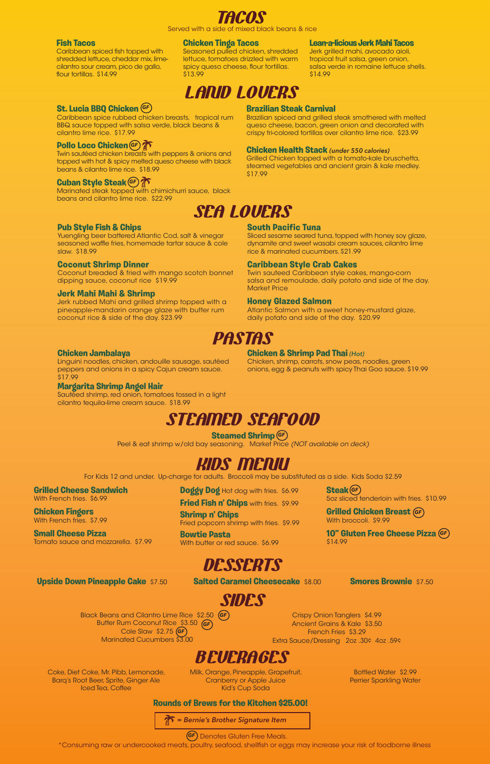# TACOS

Served with a side of mixed black beans & rice

### Fish Tacos

Caribbean spiced fish topped with shredded lettuce, cheddar mix, lime-cilantro sour cream, pico de gallo, flour tortillas. $14.99

### Chicken Tinga Tacos

Seasoned pulled chicken, shredded lettuce, tomatoes drizzled with warm spicy queso cheese, flour tortillas. $13.99

### Lean-a-licious Jerk Mahi Tacos

Jerk grilled mahi, avocado aioli, tropical fruit salsa, green onion, salsa verde in romaine lettuce shells. $14.99

# LAND LOVERS

### St. Lucia BBQ Chicken (GF)

Caribbean spice rubbed chicken breasts, tropical rum BBQ sauce topped with salsa verde, black beans & cilantro lime rice. $17.99

### Pollo Loco Chicken (GF) 🌴

Twin sautéed chicken breasts with peppers & onions and topped with hot & spicy melted queso cheese with black beans & cilantro lime rice. $18.99

### Cuban Style Steak (GF) 🌴

Marinated steak topped with chimichurri sauce, black beans and cilantro lime rice. $22.99

### Brazilian Steak Carnival

Brazilian spiced and grilled steak smothered with melted queso cheese, bacon, green onion and decorated with crispy tri-colored tortillas over cilantro lime rice. $23.99

### Chicken Health Stack *(under 550 calories)*

Grilled Chicken topped with a tomato-kale bruschetta, steamed vegetables and ancient grain & kale medley. $17.99

# SEA LOVERS

### Pub Style Fish & Chips

Yuengling beer battered Atlantic Cod, salt & vinegar seasoned waffle fries, homemade tartar sauce & cole slaw. $18.99

### Coconut Shrimp Dinner

Coconut breaded & fried with mango scotch bonnet dipping sauce, coconut rice $19.99

### Jerk Mahi Mahi & Shrimp

Jerk rubbed Mahi and grilled shrimp topped with a pineapple-mandarin orange glaze with butter rum coconut rice & side of the day. $23.99

### South Pacific Tuna

Sliced sesame seared tuna, topped with honey soy glaze, dynamite and sweet wasabi cream sauces, cilantro lime rice & marinated cucumbers. $21.99

### Caribbean Style Crab Cakes

Twin sauteed Caribbean style cakes, mango-corn salsa and remoulade, daily potato and side of the day. Market Price

### Honey Glazed Salmon

Atlantic Salmon with a sweet honey-mustard glaze, daily potato and side of the day. $20.99

# PASTAS

### Chicken Jambalaya

Linguini noodles, chicken, andouille sausage, sautéed peppers and onions in a spicy Cajun cream sauce. $17.99

### Margarita Shrimp Angel Hair

Sautéed shrimp, red onion, tomatoes tossed in a light cilantro tequila-lime cream sauce. $18.99

### Chicken & Shrimp Pad Thai *(Hot)*

Chicken, shrimp, carrots, snow peas, noodles, green onions, egg & peanuts with spicy Thai Goo sauce. $19.99

# STEAMED SEAFOOD

### Steamed Shrimp (GF)

Peel & eat shrimp w/old bay seasoning. Market Price *(NOT available on deck)*

# KIDS MENU

For Kids 12 and under. Up-charge for adults. Broccoli may be substituted as a side. Kids Soda $2.59

**Grilled Cheese Sandwich**
With French fries. $6.99

**Chicken Fingers**
With French fries. $7.99

**Small Cheese Pizza**
Tomato sauce and mozzarella. $7.99

**Doggy Dog** Hot dog with fries. $6.99

**Fried Fish n' Chips** with fries. $9.99

**Shrimp n' Chips**
Fried popcorn shrimp with fries. $9.99

**Bowtie Pasta**
With butter or red sauce. $6.99

**Steak** (GF)
5oz sliced tenderloin with fries. $10.99

**Grilled Chicken Breast** (GF)
With broccoli. $9.99

**10" Gluten Free Cheese Pizza** (GF)
$14.99

# DESSERTS

**Upside Down Pineapple Cake** $7.50

**Salted Caramel Cheesecake** $8.00

**Smores Brownie** $7.50

# SIDES

Black Beans and Cilantro Lime Rice $2.50 (GF)
Butter Rum Coconut Rice $3.50 (GF)
Cole Slaw $2.75 (GF)
Marinated Cucumbers $3.00

Crispy Onion Tanglers $4.99
Ancient Grains & Kale $3.50
French Fries $3.29
Extra Sauce/Dressing 2oz .30¢ 4oz .59¢

# BEVERAGES

Coke, Diet Coke, Mr. Pibb, Lemonade, Barq's Root Beer, Sprite, Ginger Ale Iced Tea, Coffee

Milk, Orange, Pineapple, Grapefruit, Cranberry or Apple Juice
Kid's Cup Soda

Bottled Water $2.99
Perrier Sparkling Water

**Rounds of Brews for the Kitchen $25.00!**

🌴 = *Bernie's Brother Signature Item*

(GF) Denotes Gluten Free Meals.

*Consuming raw or undercooked meats, poultry, seafood, shellfish or eggs may increase your risk of foodborne illness